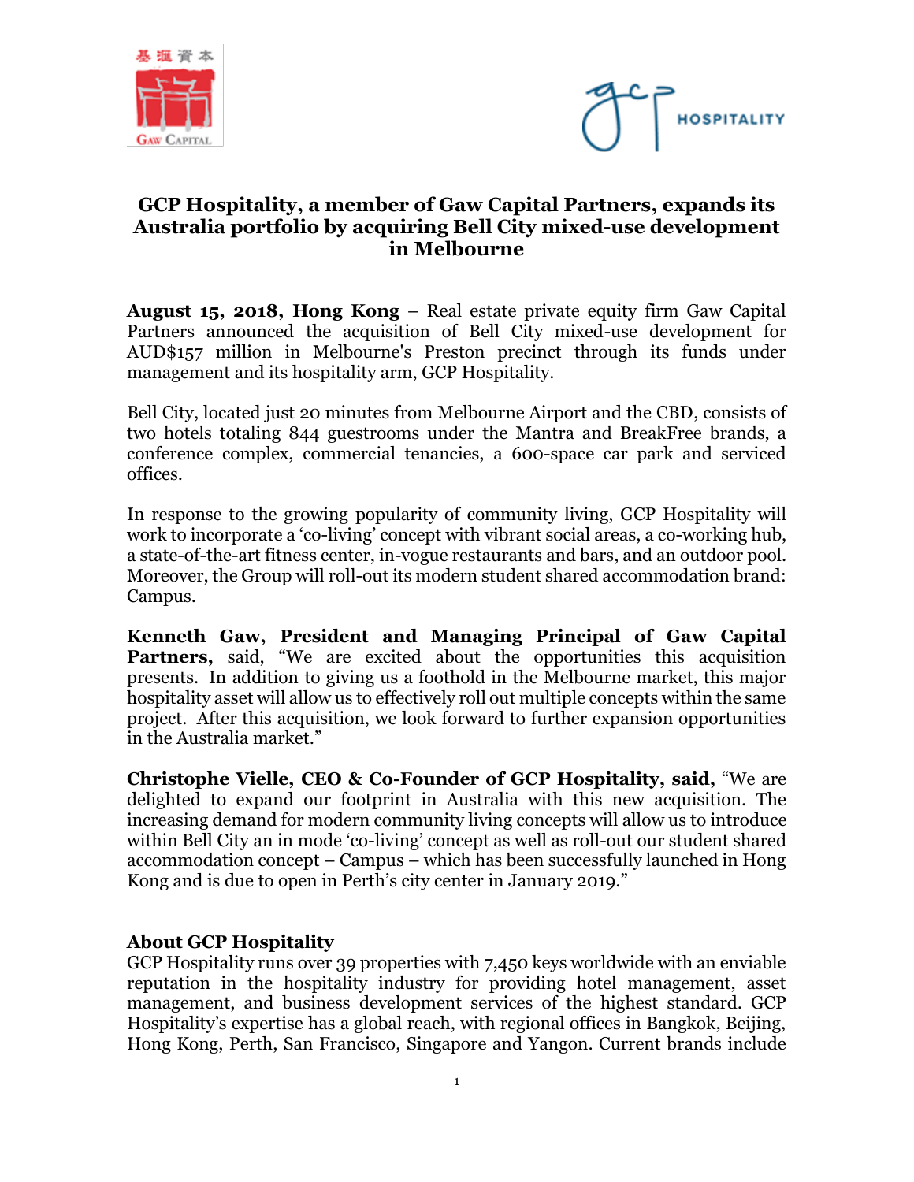# GCP Hospitality, a member of Gaw Capital Partners, expands its Australia portfolio by acquiring Bell City mixed-use development in Melbourne

**August 15, 2018, Hong Kong** – Real estate private equity firm Gaw Capital Partners announced the acquisition of Bell City mixed-use development for AUD$157 million in Melbourne's Preston precinct through its funds under management and its hospitality arm, GCP Hospitality.

Bell City, located just 20 minutes from Melbourne Airport and the CBD, consists of two hotels totaling 844 guestrooms under the Mantra and BreakFree brands, a conference complex, commercial tenancies, a 600-space car park and serviced offices.

In response to the growing popularity of community living, GCP Hospitality will work to incorporate a 'co-living' concept with vibrant social areas, a co-working hub, a state-of-the-art fitness center, in-vogue restaurants and bars, and an outdoor pool. Moreover, the Group will roll-out its modern student shared accommodation brand: Campus.

**Kenneth Gaw, President and Managing Principal of Gaw Capital Partners,** said, "We are excited about the opportunities this acquisition presents. In addition to giving us a foothold in the Melbourne market, this major hospitality asset will allow us to effectively roll out multiple concepts within the same project. After this acquisition, we look forward to further expansion opportunities in the Australia market."

**Christophe Vielle, CEO & Co-Founder of GCP Hospitality, said,** "We are delighted to expand our footprint in Australia with this new acquisition. The increasing demand for modern community living concepts will allow us to introduce within Bell City an in mode 'co-living' concept as well as roll-out our student shared accommodation concept – Campus – which has been successfully launched in Hong Kong and is due to open in Perth's city center in January 2019."

## About GCP Hospitality

GCP Hospitality runs over 39 properties with 7,450 keys worldwide with an enviable reputation in the hospitality industry for providing hotel management, asset management, and business development services of the highest standard. GCP Hospitality's expertise has a global reach, with regional offices in Bangkok, Beijing, Hong Kong, Perth, San Francisco, Singapore and Yangon. Current brands include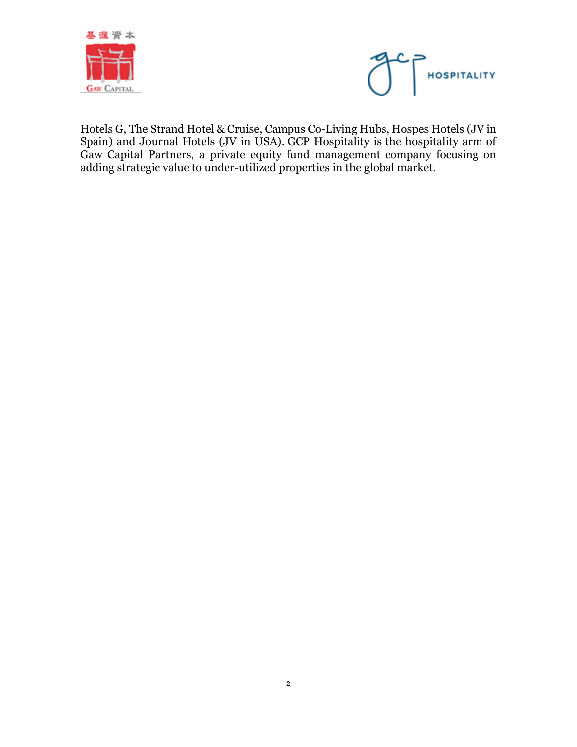Hotels G, The Strand Hotel & Cruise, Campus Co-Living Hubs, Hospes Hotels (JV in Spain) and Journal Hotels (JV in USA). GCP Hospitality is the hospitality arm of Gaw Capital Partners, a private equity fund management company focusing on adding strategic value to under-utilized properties in the global market.